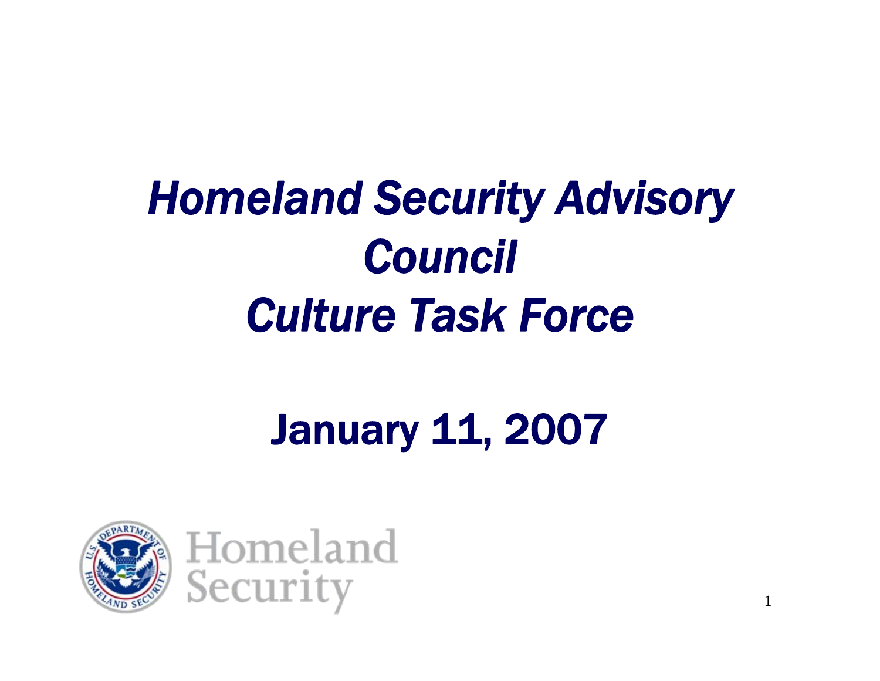# *Homeland Security Advisory Council*
# *Culture Task Force*

## January 11, 2007

Homeland Security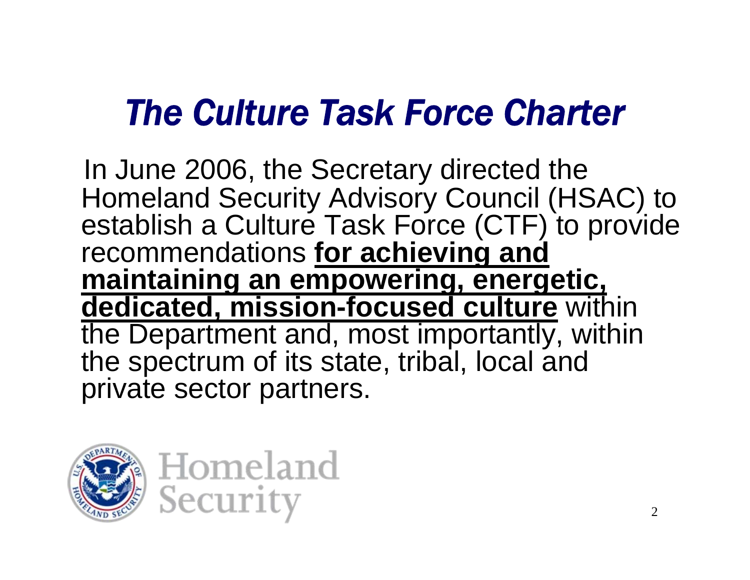# *The Culture Task Force Charter*

In June 2006, the Secretary directed the Homeland Security Advisory Council (HSAC) to establish a Culture Task Force (CTF) to provide recommendations **for achieving and maintaining an empowering, energetic, dedicated, mission-focused culture** within the Department and, most importantly, within the spectrum of its state, tribal, local and private sector partners.

Homeland Security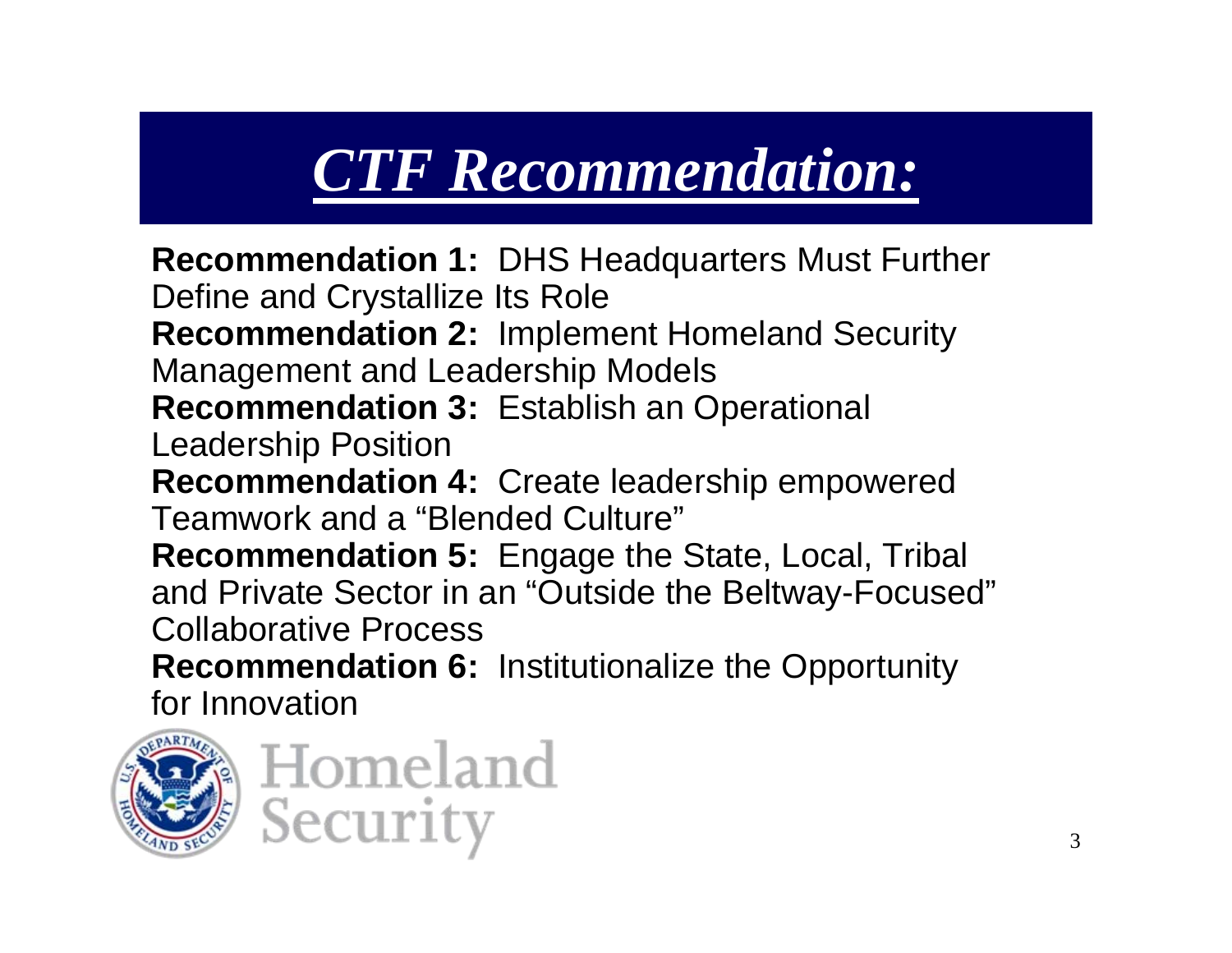# *CTF Recommendation:*

**Recommendation 1:** DHS Headquarters Must Further Define and Crystallize Its Role

**Recommendation 2:** Implement Homeland Security Management and Leadership Models

**Recommendation 3:** Establish an Operational Leadership Position

**Recommendation 4:** Create leadership empowered Teamwork and a "Blended Culture"

**Recommendation 5:** Engage the State, Local, Tribal and Private Sector in an "Outside the Beltway-Focused" Collaborative Process

**Recommendation 6:** Institutionalize the Opportunity for Innovation

Homeland Security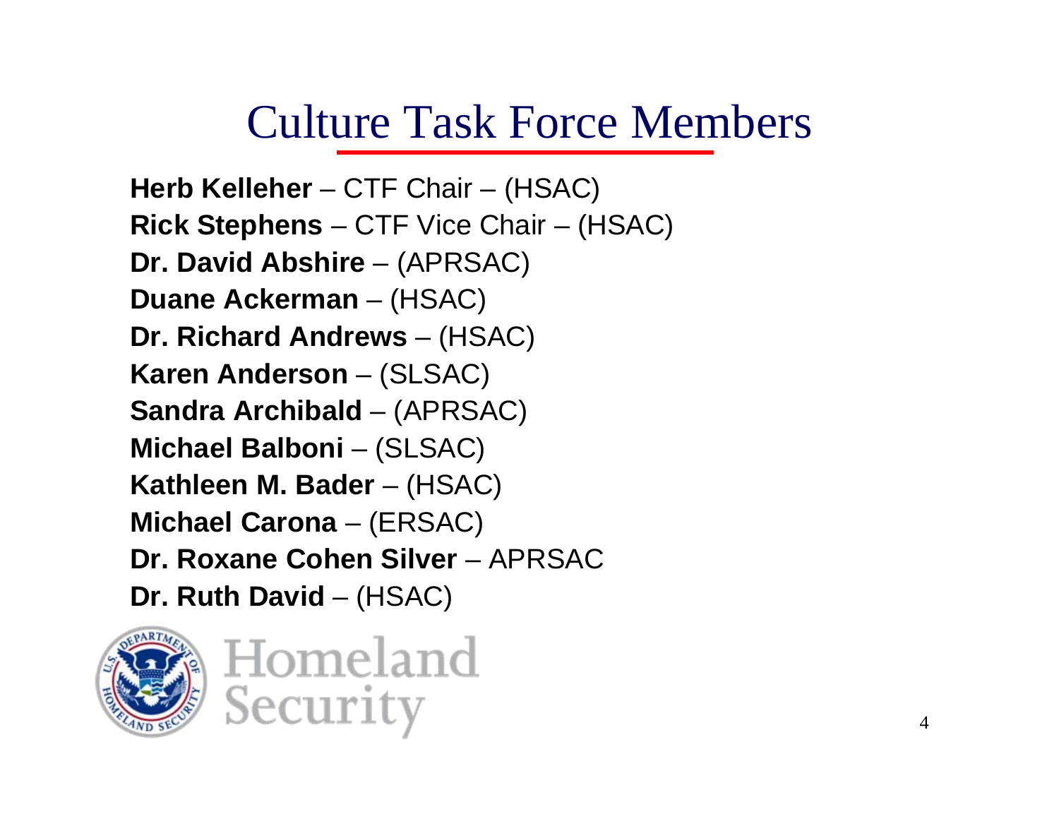# Culture Task Force Members

**Herb Kelleher** – CTF Chair – (HSAC)
**Rick Stephens** – CTF Vice Chair – (HSAC)
**Dr. David Abshire** – (APRSAC)
**Duane Ackerman** – (HSAC)
**Dr. Richard Andrews** – (HSAC)
**Karen Anderson** – (SLSAC)
**Sandra Archibald** – (APRSAC)
**Michael Balboni** – (SLSAC)
**Kathleen M. Bader** – (HSAC)
**Michael Carona** – (ERSAC)
**Dr. Roxane Cohen Silver** – APRSAC
**Dr. Ruth David** – (HSAC)

Homeland Security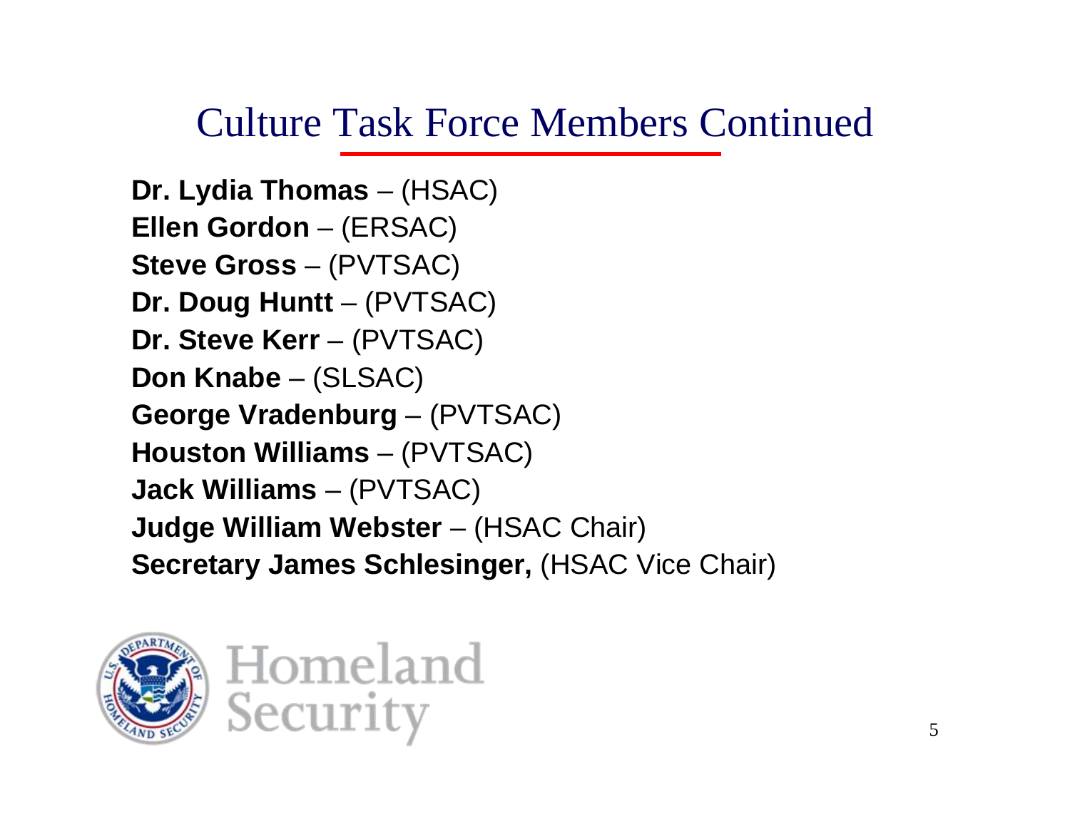# Culture Task Force Members Continued

**Dr. Lydia Thomas** – (HSAC)
**Ellen Gordon** – (ERSAC)
**Steve Gross** – (PVTSAC)
**Dr. Doug Huntt** – (PVTSAC)
**Dr. Steve Kerr** – (PVTSAC)
**Don Knabe** – (SLSAC)
**George Vradenburg** – (PVTSAC)
**Houston Williams** – (PVTSAC)
**Jack Williams** – (PVTSAC)
**Judge William Webster** – (HSAC Chair)
**Secretary James Schlesinger,** (HSAC Vice Chair)

Homeland Security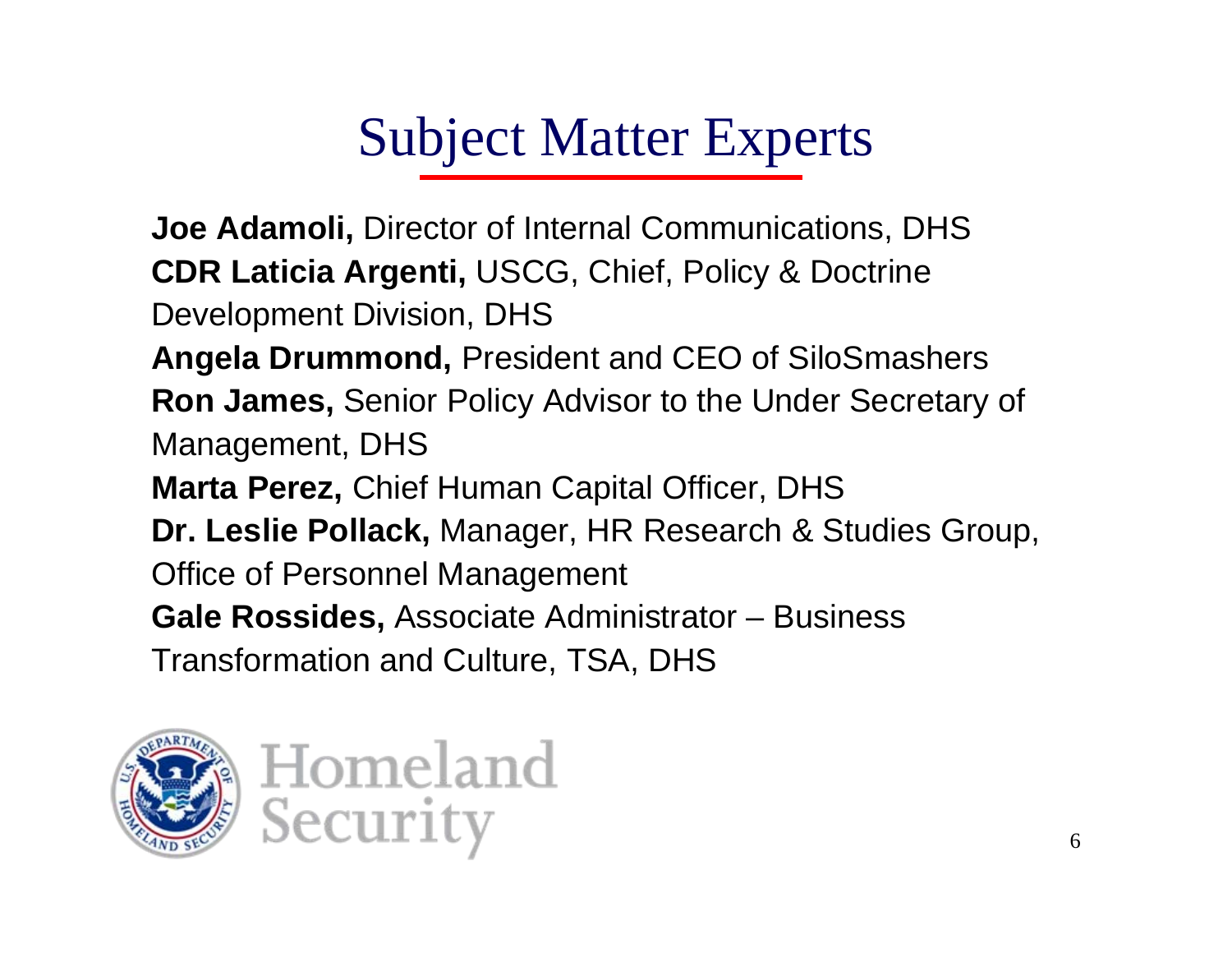# Subject Matter Experts

**Joe Adamoli,** Director of Internal Communications, DHS
**CDR Laticia Argenti,** USCG, Chief, Policy & Doctrine Development Division, DHS
**Angela Drummond,** President and CEO of SiloSmashers
**Ron James,** Senior Policy Advisor to the Under Secretary of Management, DHS
**Marta Perez,** Chief Human Capital Officer, DHS
**Dr. Leslie Pollack,** Manager, HR Research & Studies Group, Office of Personnel Management
**Gale Rossides,** Associate Administrator – Business Transformation and Culture, TSA, DHS

Homeland Security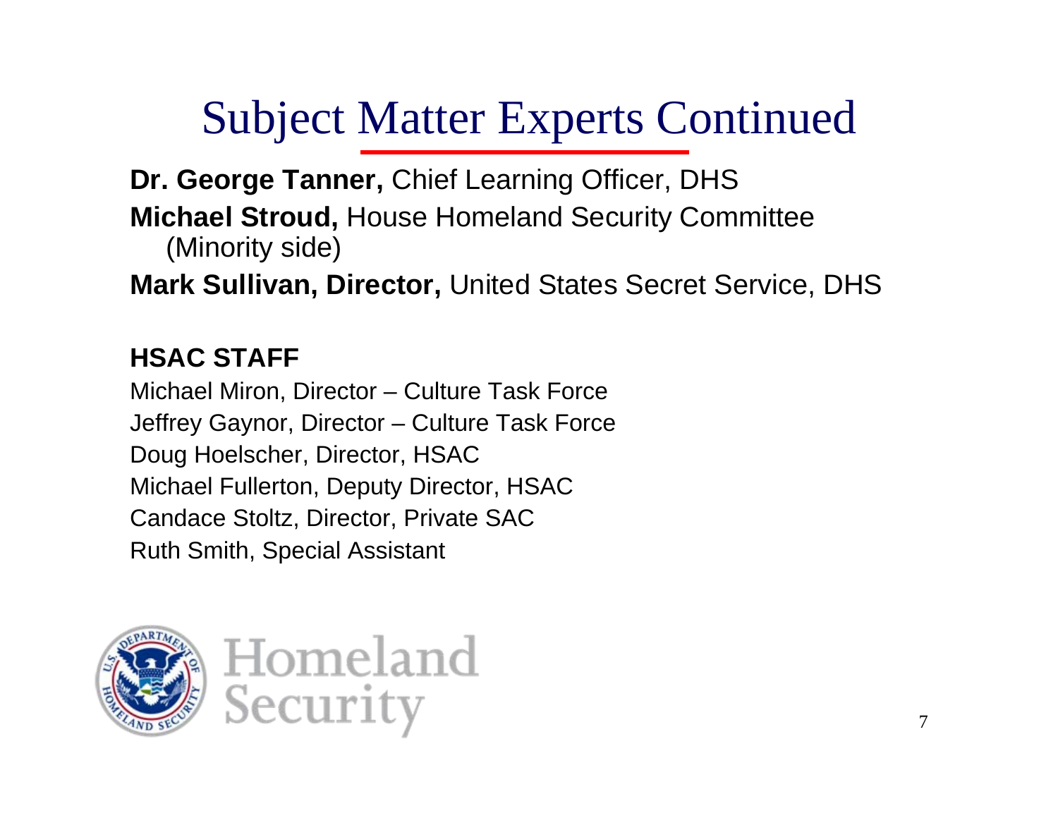# Subject Matter Experts Continued

**Dr. George Tanner,** Chief Learning Officer, DHS

**Michael Stroud,** House Homeland Security Committee (Minority side)

**Mark Sullivan, Director,** United States Secret Service, DHS

**HSAC STAFF**

Michael Miron, Director – Culture Task Force
Jeffrey Gaynor, Director – Culture Task Force
Doug Hoelscher, Director, HSAC
Michael Fullerton, Deputy Director, HSAC
Candace Stoltz, Director, Private SAC
Ruth Smith, Special Assistant

Homeland Security